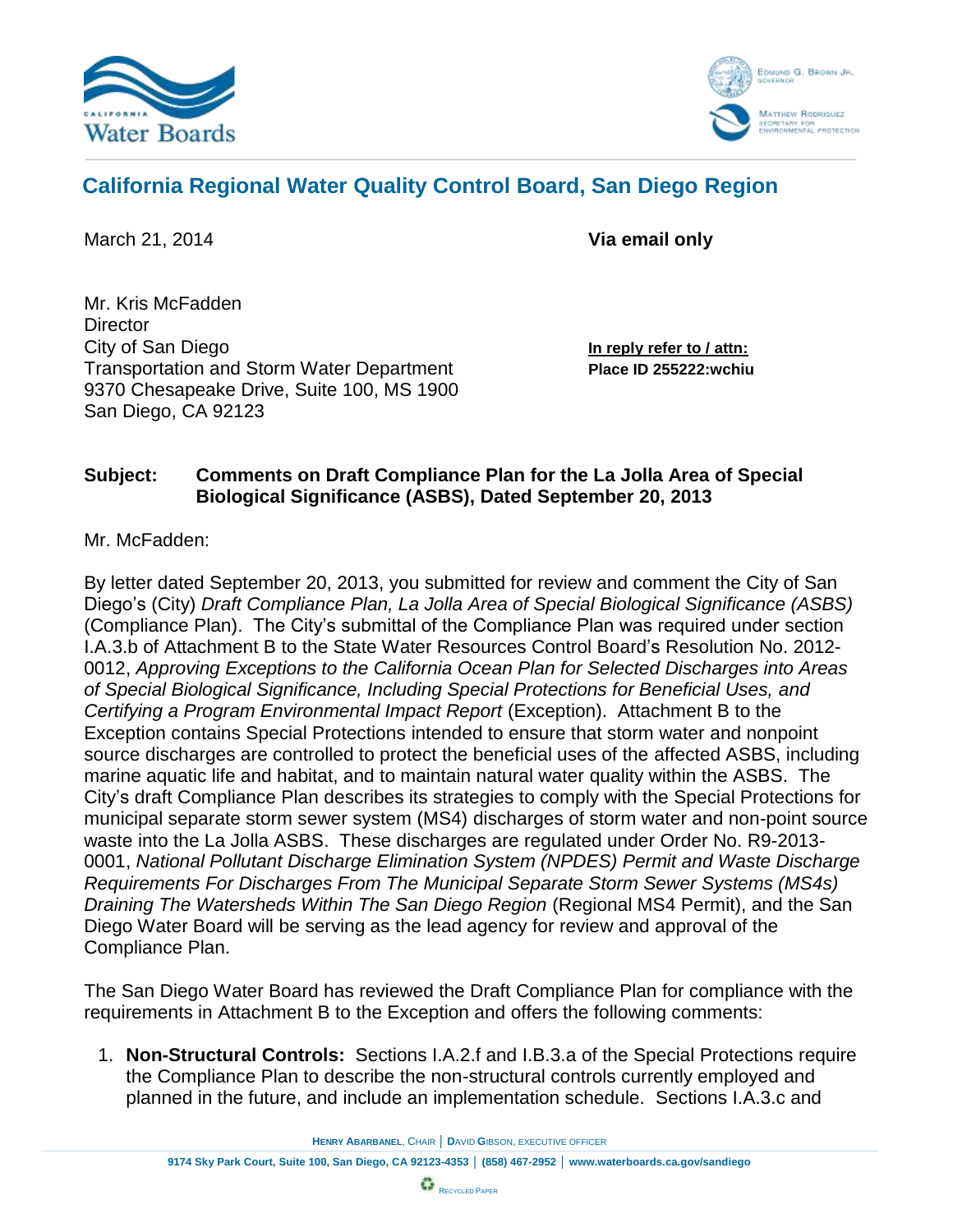California Water Boards

Edmund G. Brown Jr., Governor

Matthew Rodriquez, Secretary for Environmental Protection

## California Regional Water Quality Control Board, San Diego Region

March 21, 2014 **Via email only**

Mr. Kris McFadden
Director
City of San Diego
Transportation and Storm Water Department
9370 Chesapeake Drive, Suite 100, MS 1900
San Diego, CA 92123

**In reply refer to / attn:**
**Place ID 255222:wchiu**

**Subject: Comments on Draft Compliance Plan for the La Jolla Area of Special Biological Significance (ASBS), Dated September 20, 2013**

Mr. McFadden:

By letter dated September 20, 2013, you submitted for review and comment the City of San Diego's (City) *Draft Compliance Plan, La Jolla Area of Special Biological Significance (ASBS)* (Compliance Plan). The City's submittal of the Compliance Plan was required under section I.A.3.b of Attachment B to the State Water Resources Control Board's Resolution No. 2012-0012, *Approving Exceptions to the California Ocean Plan for Selected Discharges into Areas of Special Biological Significance, Including Special Protections for Beneficial Uses, and Certifying a Program Environmental Impact Report* (Exception). Attachment B to the Exception contains Special Protections intended to ensure that storm water and nonpoint source discharges are controlled to protect the beneficial uses of the affected ASBS, including marine aquatic life and habitat, and to maintain natural water quality within the ASBS. The City's draft Compliance Plan describes its strategies to comply with the Special Protections for municipal separate storm sewer system (MS4) discharges of storm water and non-point source waste into the La Jolla ASBS. These discharges are regulated under Order No. R9-2013-0001, *National Pollutant Discharge Elimination System (NPDES) Permit and Waste Discharge Requirements For Discharges From The Municipal Separate Storm Sewer Systems (MS4s) Draining The Watersheds Within The San Diego Region* (Regional MS4 Permit), and the San Diego Water Board will be serving as the lead agency for review and approval of the Compliance Plan.

The San Diego Water Board has reviewed the Draft Compliance Plan for compliance with the requirements in Attachment B to the Exception and offers the following comments:

1. **Non-Structural Controls:** Sections I.A.2.f and I.B.3.a of the Special Protections require the Compliance Plan to describe the non-structural controls currently employed and planned in the future, and include an implementation schedule. Sections I.A.3.c and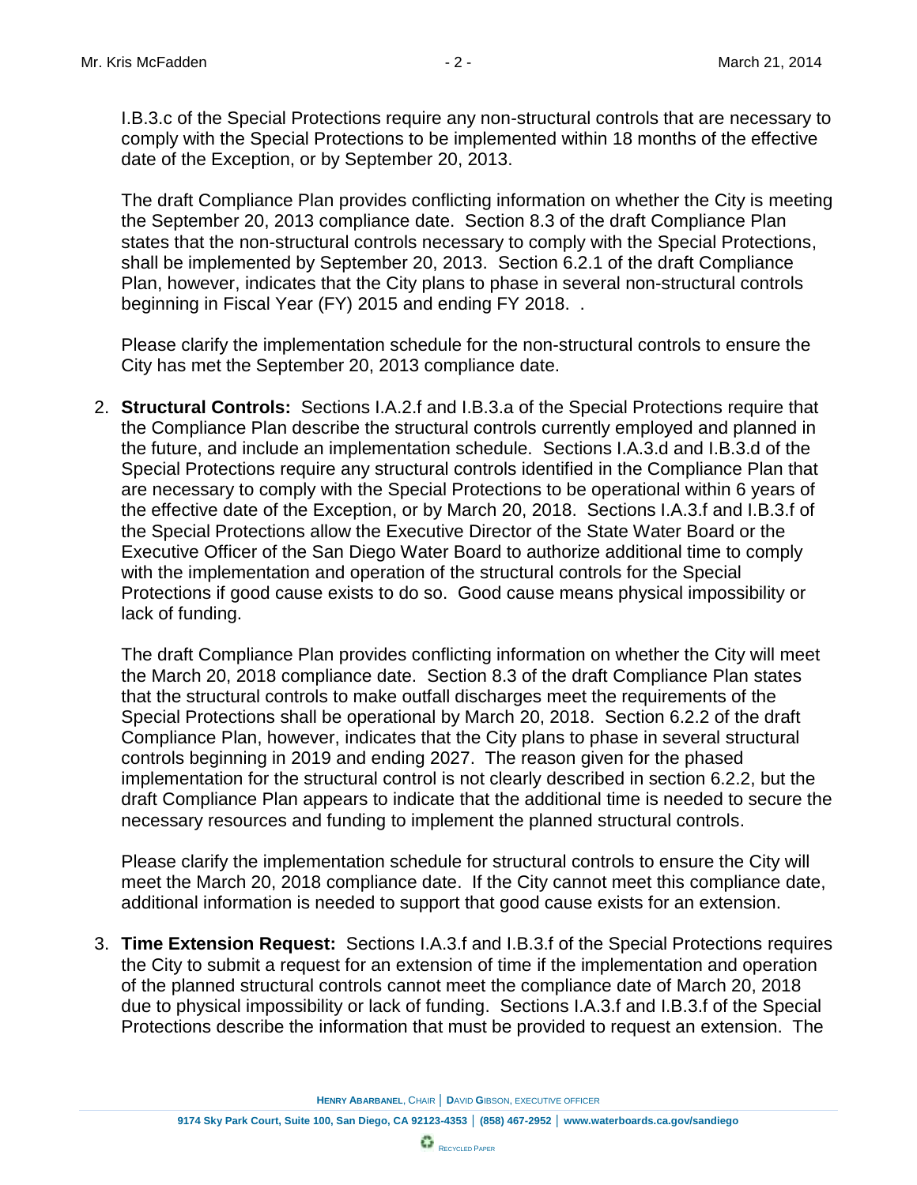I.B.3.c of the Special Protections require any non-structural controls that are necessary to comply with the Special Protections to be implemented within 18 months of the effective date of the Exception, or by September 20, 2013.

The draft Compliance Plan provides conflicting information on whether the City is meeting the September 20, 2013 compliance date. Section 8.3 of the draft Compliance Plan states that the non-structural controls necessary to comply with the Special Protections, shall be implemented by September 20, 2013. Section 6.2.1 of the draft Compliance Plan, however, indicates that the City plans to phase in several non-structural controls beginning in Fiscal Year (FY) 2015 and ending FY 2018. .

Please clarify the implementation schedule for the non-structural controls to ensure the City has met the September 20, 2013 compliance date.

2. **Structural Controls:** Sections I.A.2.f and I.B.3.a of the Special Protections require that the Compliance Plan describe the structural controls currently employed and planned in the future, and include an implementation schedule. Sections I.A.3.d and I.B.3.d of the Special Protections require any structural controls identified in the Compliance Plan that are necessary to comply with the Special Protections to be operational within 6 years of the effective date of the Exception, or by March 20, 2018. Sections I.A.3.f and I.B.3.f of the Special Protections allow the Executive Director of the State Water Board or the Executive Officer of the San Diego Water Board to authorize additional time to comply with the implementation and operation of the structural controls for the Special Protections if good cause exists to do so. Good cause means physical impossibility or lack of funding.

   The draft Compliance Plan provides conflicting information on whether the City will meet the March 20, 2018 compliance date. Section 8.3 of the draft Compliance Plan states that the structural controls to make outfall discharges meet the requirements of the Special Protections shall be operational by March 20, 2018. Section 6.2.2 of the draft Compliance Plan, however, indicates that the City plans to phase in several structural controls beginning in 2019 and ending 2027. The reason given for the phased implementation for the structural control is not clearly described in section 6.2.2, but the draft Compliance Plan appears to indicate that the additional time is needed to secure the necessary resources and funding to implement the planned structural controls.

   Please clarify the implementation schedule for structural controls to ensure the City will meet the March 20, 2018 compliance date. If the City cannot meet this compliance date, additional information is needed to support that good cause exists for an extension.

3. **Time Extension Request:** Sections I.A.3.f and I.B.3.f of the Special Protections requires the City to submit a request for an extension of time if the implementation and operation of the planned structural controls cannot meet the compliance date of March 20, 2018 due to physical impossibility or lack of funding. Sections I.A.3.f and I.B.3.f of the Special Protections describe the information that must be provided to request an extension. The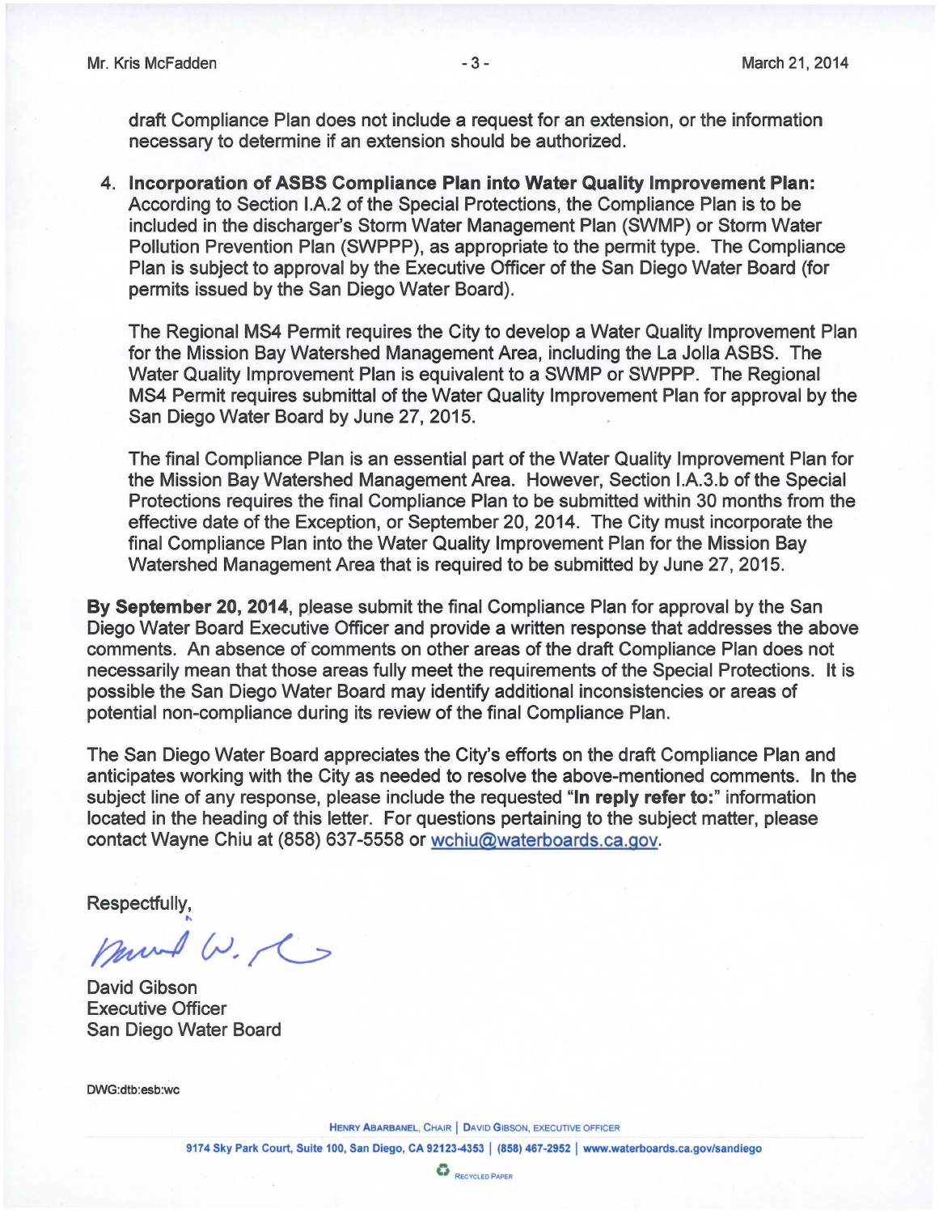draft Compliance Plan does not include a request for an extension, or the information necessary to determine if an extension should be authorized.

4. **Incorporation of ASBS Compliance Plan into Water Quality Improvement Plan:** According to Section I.A.2 of the Special Protections, the Compliance Plan is to be included in the discharger's Storm Water Management Plan (SWMP) or Storm Water Pollution Prevention Plan (SWPPP), as appropriate to the permit type. The Compliance Plan is subject to approval by the Executive Officer of the San Diego Water Board (for permits issued by the San Diego Water Board).

   The Regional MS4 Permit requires the City to develop a Water Quality Improvement Plan for the Mission Bay Watershed Management Area, including the La Jolla ASBS. The Water Quality Improvement Plan is equivalent to a SWMP or SWPPP. The Regional MS4 Permit requires submittal of the Water Quality Improvement Plan for approval by the San Diego Water Board by June 27, 2015.

   The final Compliance Plan is an essential part of the Water Quality Improvement Plan for the Mission Bay Watershed Management Area. However, Section I.A.3.b of the Special Protections requires the final Compliance Plan to be submitted within 30 months from the effective date of the Exception, or September 20, 2014. The City must incorporate the final Compliance Plan into the Water Quality Improvement Plan for the Mission Bay Watershed Management Area that is required to be submitted by June 27, 2015.

**By September 20, 2014**, please submit the final Compliance Plan for approval by the San Diego Water Board Executive Officer and provide a written response that addresses the above comments. An absence of comments on other areas of the draft Compliance Plan does not necessarily mean that those areas fully meet the requirements of the Special Protections. It is possible the San Diego Water Board may identify additional inconsistencies or areas of potential non-compliance during its review of the final Compliance Plan.

The San Diego Water Board appreciates the City's efforts on the draft Compliance Plan and anticipates working with the City as needed to resolve the above-mentioned comments. In the subject line of any response, please include the requested "**In reply refer to:**" information located in the heading of this letter. For questions pertaining to the subject matter, please contact Wayne Chiu at (858) 637-5558 or wchiu@waterboards.ca.gov.

Respectfully,

David Gibson
Executive Officer
San Diego Water Board

DWG:dtb:esb:wc

HENRY ABARBANEL, CHAIR | DAVID GIBSON, EXECUTIVE OFFICER

9174 Sky Park Court, Suite 100, San Diego, CA 92123-4353 | (858) 467-2952 | www.waterboards.ca.gov/sandiego

RECYCLED PAPER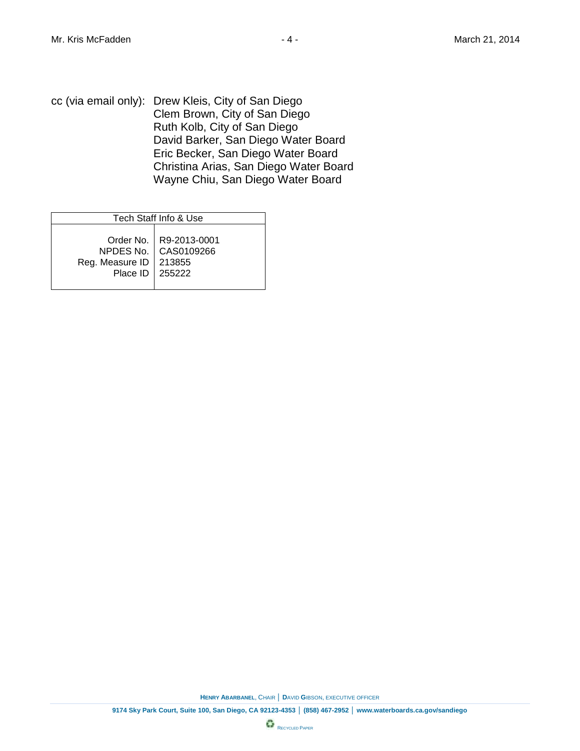cc (via email only): Drew Kleis, City of San Diego
Clem Brown, City of San Diego
Ruth Kolb, City of San Diego
David Barker, San Diego Water Board
Eric Becker, San Diego Water Board
Christina Arias, San Diego Water Board
Wayne Chiu, San Diego Water Board

| Tech Staff Info & Use | |
|---|---|
| Order No. | R9-2013-0001 |
| NPDES No. | CAS0109266 |
| Reg. Measure ID | 213855 |
| Place ID | 255222 |